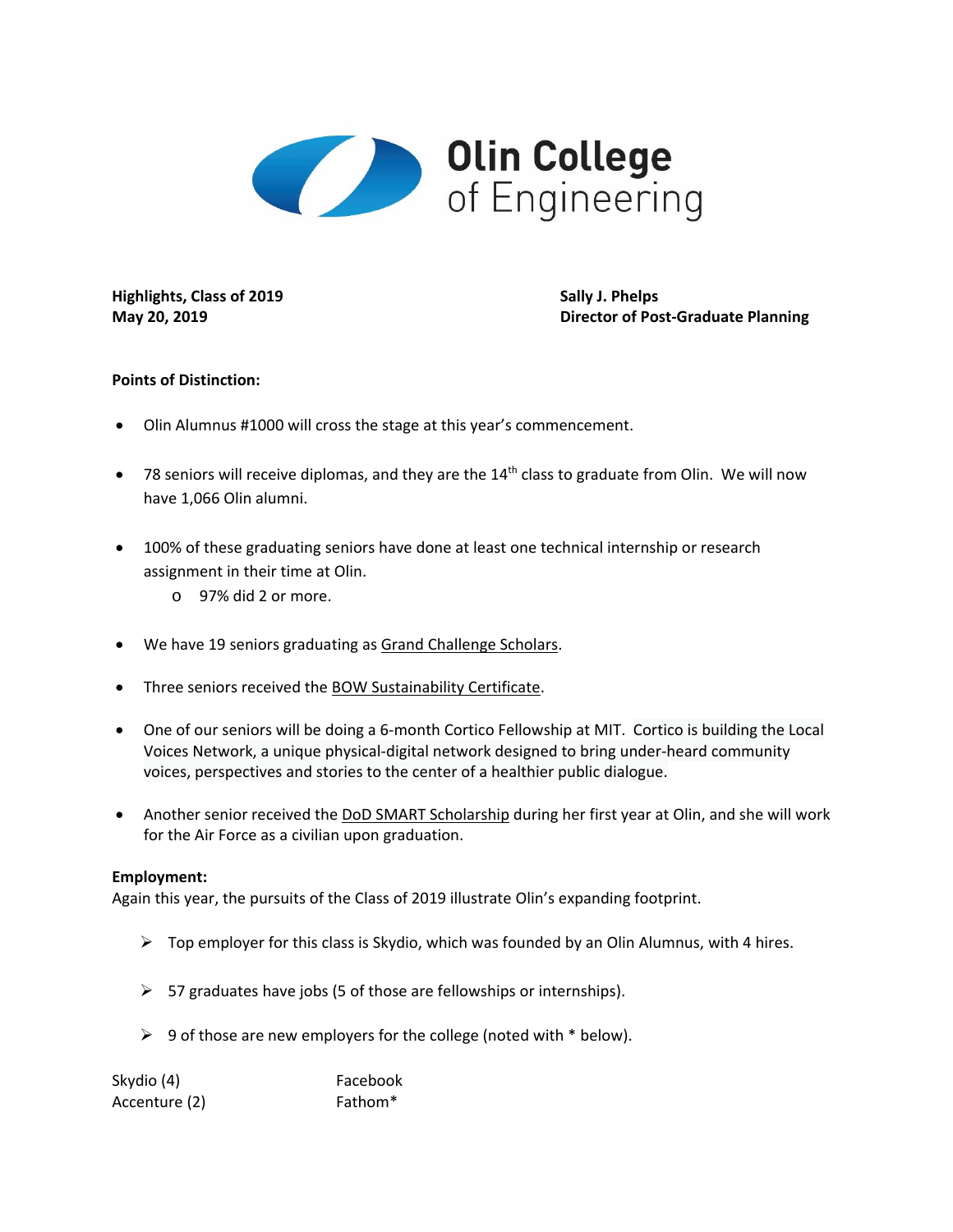# Olin College of Engineering

**Highlights, Class of 2019**
**May 20, 2019**

**Sally J. Phelps**
**Director of Post-Graduate Planning**

**Points of Distinction:**

- Olin Alumnus #1000 will cross the stage at this year's commencement.
- 78 seniors will receive diplomas, and they are the 14th class to graduate from Olin. We will now have 1,066 Olin alumni.
- 100% of these graduating seniors have done at least one technical internship or research assignment in their time at Olin.
  - 97% did 2 or more.
- We have 19 seniors graduating as Grand Challenge Scholars.
- Three seniors received the BOW Sustainability Certificate.
- One of our seniors will be doing a 6-month Cortico Fellowship at MIT. Cortico is building the Local Voices Network, a unique physical-digital network designed to bring under-heard community voices, perspectives and stories to the center of a healthier public dialogue.
- Another senior received the DoD SMART Scholarship during her first year at Olin, and she will work for the Air Force as a civilian upon graduation.

**Employment:**
Again this year, the pursuits of the Class of 2019 illustrate Olin's expanding footprint.

- Top employer for this class is Skydio, which was founded by an Olin Alumnus, with 4 hires.
- 57 graduates have jobs (5 of those are fellowships or internships).
- 9 of those are new employers for the college (noted with * below).

Skydio (4)
Accenture (2)
Facebook
Fathom*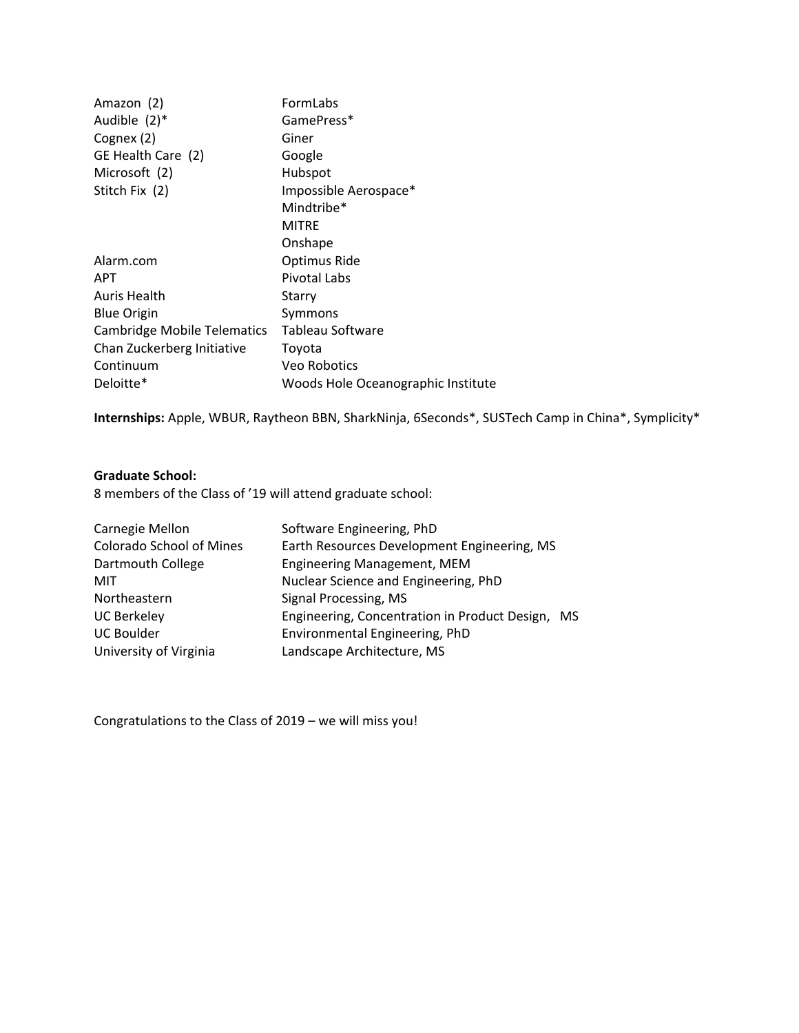| | |
|---|---|
| Amazon (2) | FormLabs |
| Audible (2)* | GamePress* |
| Cognex (2) | Giner |
| GE Health Care (2) | Google |
| Microsoft (2) | Hubspot |
| Stitch Fix (2) | Impossible Aerospace* |
| | Mindtribe* |
| | MITRE |
| | Onshape |
| Alarm.com | Optimus Ride |
| APT | Pivotal Labs |
| Auris Health | Starry |
| Blue Origin | Symmons |
| Cambridge Mobile Telematics | Tableau Software |
| Chan Zuckerberg Initiative | Toyota |
| Continuum | Veo Robotics |
| Deloitte* | Woods Hole Oceanographic Institute |

**Internships:** Apple, WBUR, Raytheon BBN, SharkNinja, 6Seconds*, SUSTech Camp in China*, Symplicity*

**Graduate School:**

8 members of the Class of '19 will attend graduate school:

| | |
|---|---|
| Carnegie Mellon | Software Engineering, PhD |
| Colorado School of Mines | Earth Resources Development Engineering, MS |
| Dartmouth College | Engineering Management, MEM |
| MIT | Nuclear Science and Engineering, PhD |
| Northeastern | Signal Processing, MS |
| UC Berkeley | Engineering, Concentration in Product Design, MS |
| UC Boulder | Environmental Engineering, PhD |
| University of Virginia | Landscape Architecture, MS |

Congratulations to the Class of 2019 – we will miss you!